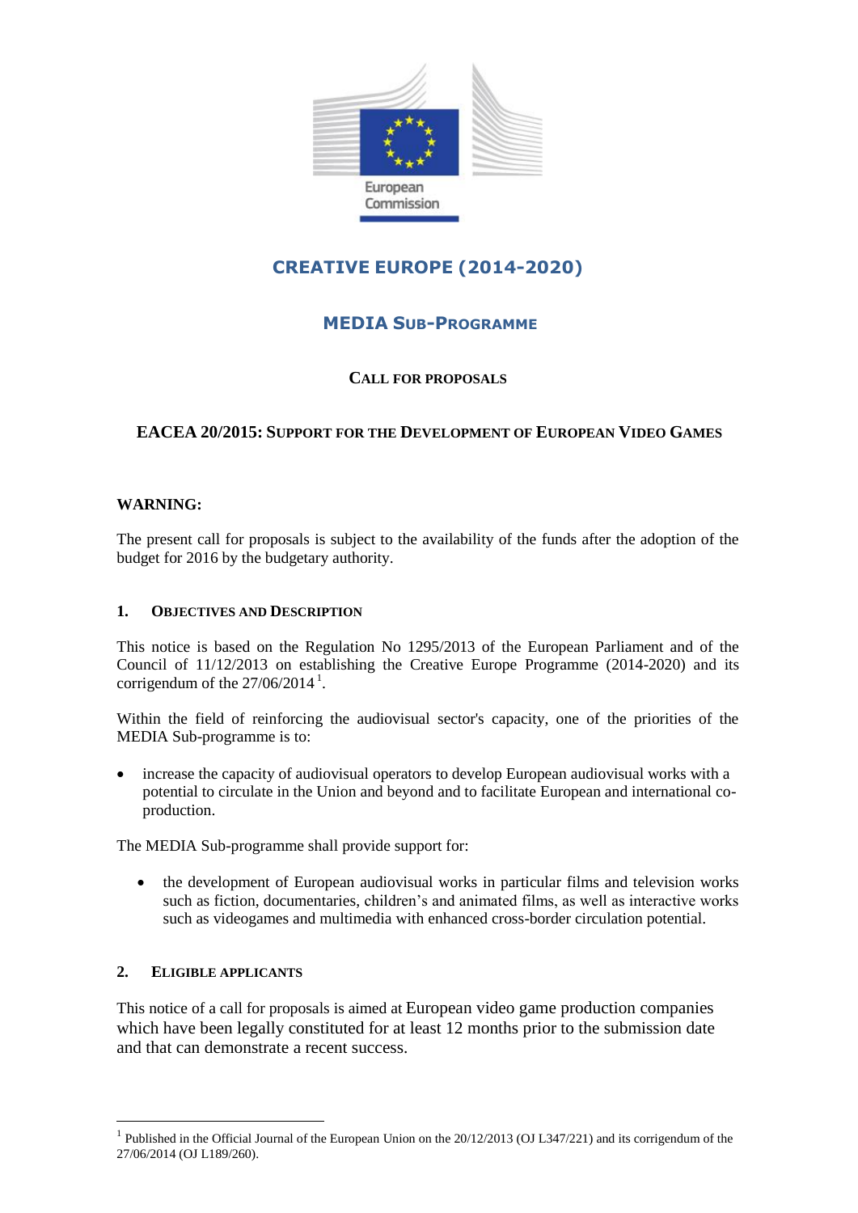European Commission

# CREATIVE EUROPE (2014-2020)

## MEDIA SUB-PROGRAMME

### CALL FOR PROPOSALS

### EACEA 20/2015: SUPPORT FOR THE DEVELOPMENT OF EUROPEAN VIDEO GAMES

**WARNING:**

The present call for proposals is subject to the availability of the funds after the adoption of the budget for 2016 by the budgetary authority.

#### 1. OBJECTIVES AND DESCRIPTION

This notice is based on the Regulation No 1295/2013 of the European Parliament and of the Council of 11/12/2013 on establishing the Creative Europe Programme (2014-2020) and its corrigendum of the 27/06/2014[1].

Within the field of reinforcing the audiovisual sector's capacity, one of the priorities of the MEDIA Sub-programme is to:

- increase the capacity of audiovisual operators to develop European audiovisual works with a potential to circulate in the Union and beyond and to facilitate European and international co-production.

The MEDIA Sub-programme shall provide support for:

- the development of European audiovisual works in particular films and television works such as fiction, documentaries, children's and animated films, as well as interactive works such as videogames and multimedia with enhanced cross-border circulation potential.

#### 2. ELIGIBLE APPLICANTS

This notice of a call for proposals is aimed at European video game production companies which have been legally constituted for at least 12 months prior to the submission date and that can demonstrate a recent success.

[1] Published in the Official Journal of the European Union on the 20/12/2013 (OJ L347/221) and its corrigendum of the 27/06/2014 (OJ L189/260).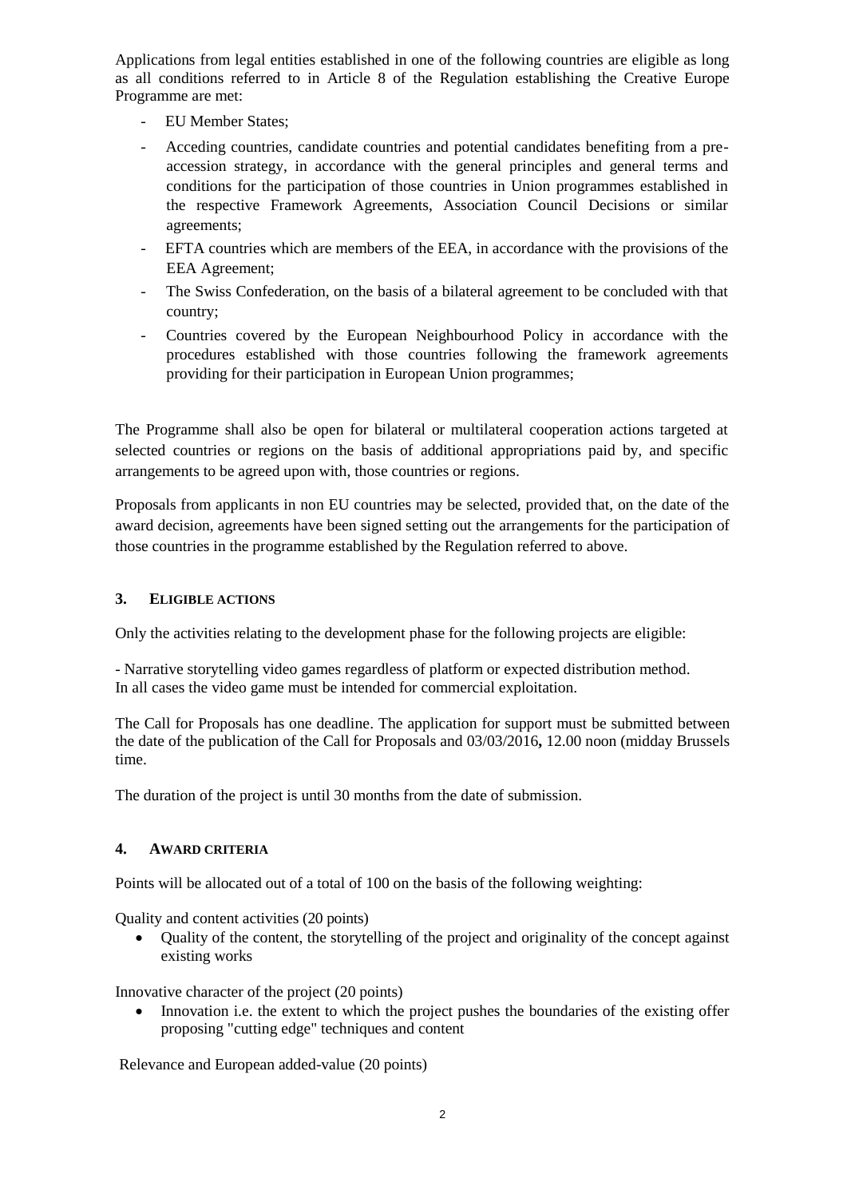Applications from legal entities established in one of the following countries are eligible as long as all conditions referred to in Article 8 of the Regulation establishing the Creative Europe Programme are met:

- EU Member States;
- Acceding countries, candidate countries and potential candidates benefiting from a pre-accession strategy, in accordance with the general principles and general terms and conditions for the participation of those countries in Union programmes established in the respective Framework Agreements, Association Council Decisions or similar agreements;
- EFTA countries which are members of the EEA, in accordance with the provisions of the EEA Agreement;
- The Swiss Confederation, on the basis of a bilateral agreement to be concluded with that country;
- Countries covered by the European Neighbourhood Policy in accordance with the procedures established with those countries following the framework agreements providing for their participation in European Union programmes;

The Programme shall also be open for bilateral or multilateral cooperation actions targeted at selected countries or regions on the basis of additional appropriations paid by, and specific arrangements to be agreed upon with, those countries or regions.

Proposals from applicants in non EU countries may be selected, provided that, on the date of the award decision, agreements have been signed setting out the arrangements for the participation of those countries in the programme established by the Regulation referred to above.

## 3. ELIGIBLE ACTIONS

Only the activities relating to the development phase for the following projects are eligible:

- Narrative storytelling video games regardless of platform or expected distribution method.
In all cases the video game must be intended for commercial exploitation.

The Call for Proposals has one deadline. The application for support must be submitted between the date of the publication of the Call for Proposals and 03/03/2016**,** 12.00 noon (midday Brussels time.

The duration of the project is until 30 months from the date of submission.

## 4. AWARD CRITERIA

Points will be allocated out of a total of 100 on the basis of the following weighting:

Quality and content activities (20 points)

- Quality of the content, the storytelling of the project and originality of the concept against existing works

Innovative character of the project (20 points)

- Innovation i.e. the extent to which the project pushes the boundaries of the existing offer proposing "cutting edge" techniques and content

Relevance and European added-value (20 points)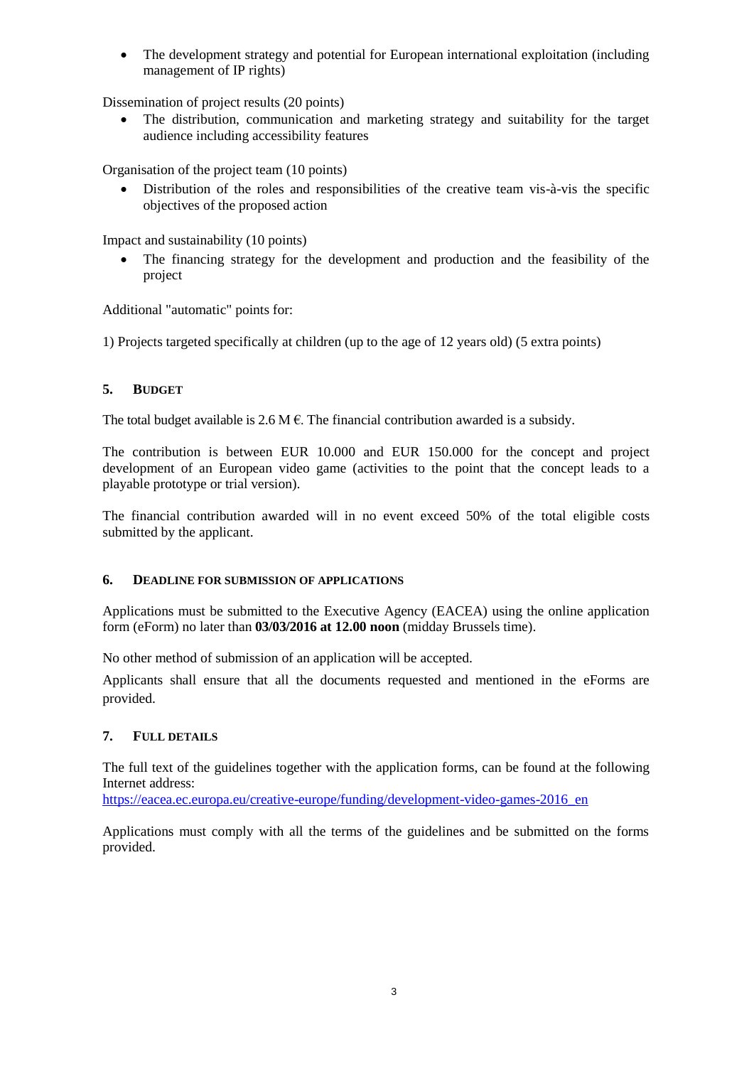- The development strategy and potential for European international exploitation (including management of IP rights)

Dissemination of project results (20 points)

- The distribution, communication and marketing strategy and suitability for the target audience including accessibility features

Organisation of the project team (10 points)

- Distribution of the roles and responsibilities of the creative team vis-à-vis the specific objectives of the proposed action

Impact and sustainability (10 points)

- The financing strategy for the development and production and the feasibility of the project

Additional "automatic" points for:

1) Projects targeted specifically at children (up to the age of 12 years old) (5 extra points)

## 5. BUDGET

The total budget available is 2.6 M €. The financial contribution awarded is a subsidy.

The contribution is between EUR 10.000 and EUR 150.000 for the concept and project development of an European video game (activities to the point that the concept leads to a playable prototype or trial version).

The financial contribution awarded will in no event exceed 50% of the total eligible costs submitted by the applicant.

## 6. DEADLINE FOR SUBMISSION OF APPLICATIONS

Applications must be submitted to the Executive Agency (EACEA) using the online application form (eForm) no later than **03/03/2016 at 12.00 noon** (midday Brussels time).

No other method of submission of an application will be accepted.

Applicants shall ensure that all the documents requested and mentioned in the eForms are provided.

## 7. FULL DETAILS

The full text of the guidelines together with the application forms, can be found at the following Internet address:
https://eacea.ec.europa.eu/creative-europe/funding/development-video-games-2016_en

Applications must comply with all the terms of the guidelines and be submitted on the forms provided.